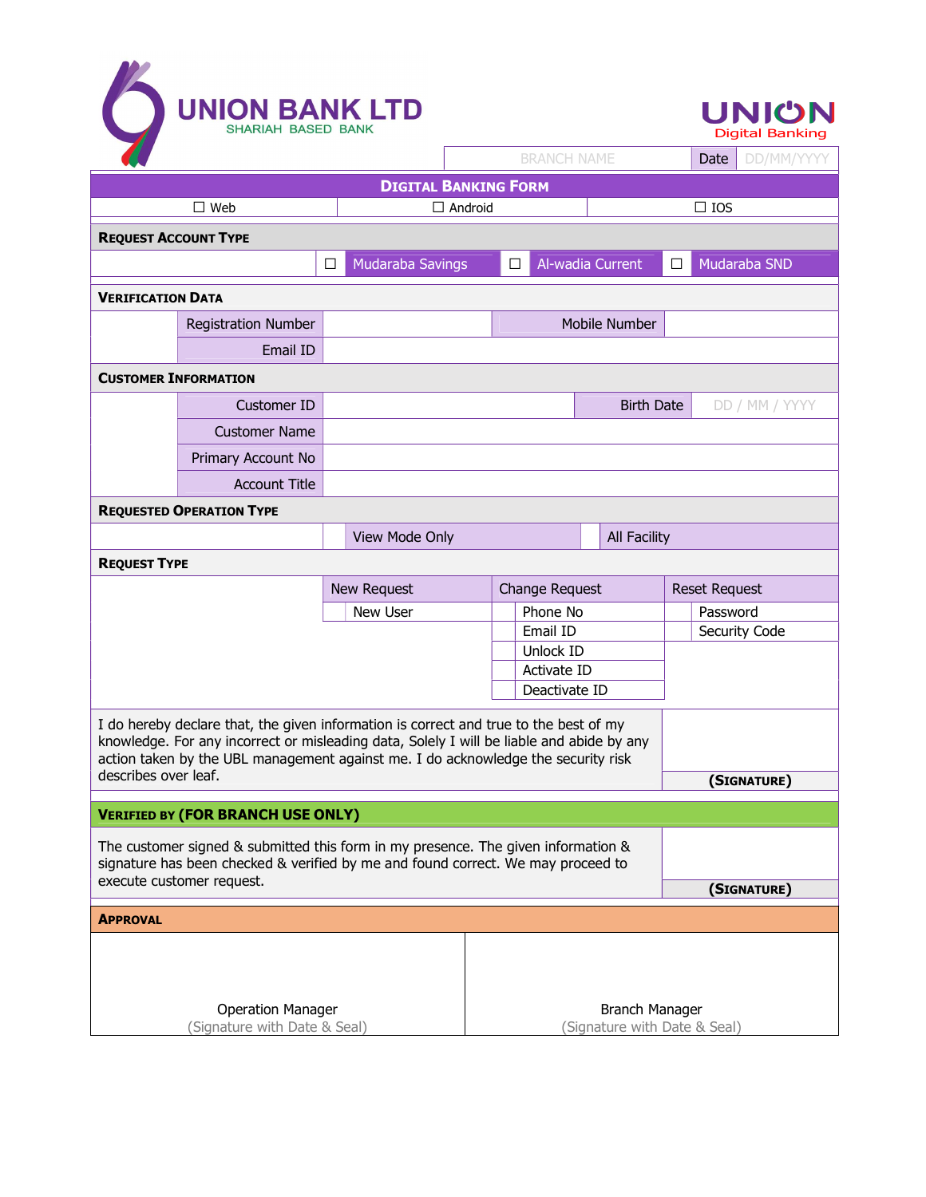# UNION BANK LTD

SHARIAH BASED BANK

UNION Digital Banking

| BRANCH NAME | Date | DD/MM/YYYY |
|---|---|---|

## DIGITAL BANKING FORM

| ☐ Web | ☐ Android | ☐ IOS |
|---|---|---|

### REQUEST ACCOUNT TYPE

| ☐ Mudaraba Savings | ☐ Al-wadia Current | ☐ Mudaraba SND |
|---|---|---|

### VERIFICATION DATA

| Registration Number | | Mobile Number | |
|---|---|---|---|
| Email ID | | | |

### CUSTOMER INFORMATION

| Customer ID | | Birth Date | DD / MM / YYYY |
|---|---|---|---|
| Customer Name | | | |
| Primary Account No | | | |
| Account Title | | | |

### REQUESTED OPERATION TYPE

| | View Mode Only | | All Facility |
|---|---|---|---|

### REQUEST TYPE

| New Request | Change Request | Reset Request |
|---|---|---|
| New User | Phone No | Password |
| | Email ID | Security Code |
| | Unlock ID | |
| | Activate ID | |
| | Deactivate ID | |

I do hereby declare that, the given information is correct and true to the best of my knowledge. For any incorrect or misleading data, Solely I will be liable and abide by any action taken by the UBL management against me. I do acknowledge the security risk describes over leaf.

**(SIGNATURE)**

### VERIFIED BY (FOR BRANCH USE ONLY)

The customer signed & submitted this form in my presence. The given information & signature has been checked & verified by me and found correct. We may proceed to execute customer request.

**(SIGNATURE)**

### APPROVAL

| Operation Manager (Signature with Date & Seal) | Branch Manager (Signature with Date & Seal) |
|---|---|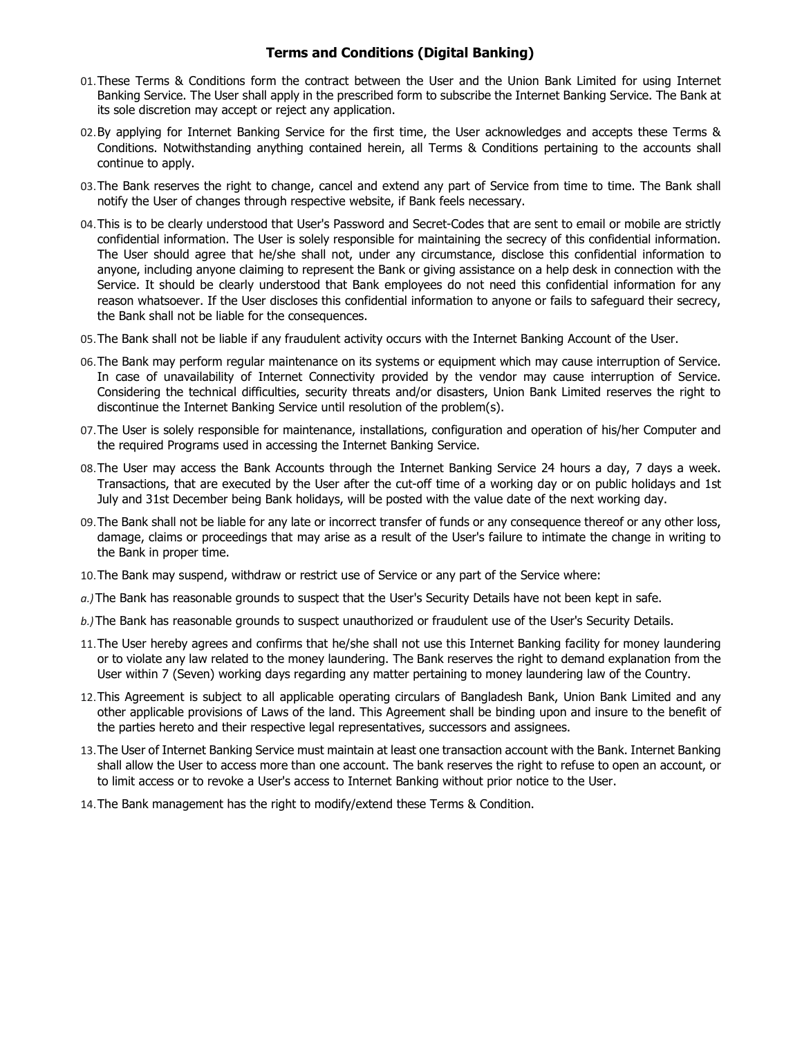## Terms and Conditions (Digital Banking)

01. These Terms & Conditions form the contract between the User and the Union Bank Limited for using Internet Banking Service. The User shall apply in the prescribed form to subscribe the Internet Banking Service. The Bank at its sole discretion may accept or reject any application.

02. By applying for Internet Banking Service for the first time, the User acknowledges and accepts these Terms & Conditions. Notwithstanding anything contained herein, all Terms & Conditions pertaining to the accounts shall continue to apply.

03. The Bank reserves the right to change, cancel and extend any part of Service from time to time. The Bank shall notify the User of changes through respective website, if Bank feels necessary.

04. This is to be clearly understood that User's Password and Secret-Codes that are sent to email or mobile are strictly confidential information. The User is solely responsible for maintaining the secrecy of this confidential information. The User should agree that he/she shall not, under any circumstance, disclose this confidential information to anyone, including anyone claiming to represent the Bank or giving assistance on a help desk in connection with the Service. It should be clearly understood that Bank employees do not need this confidential information for any reason whatsoever. If the User discloses this confidential information to anyone or fails to safeguard their secrecy, the Bank shall not be liable for the consequences.

05. The Bank shall not be liable if any fraudulent activity occurs with the Internet Banking Account of the User.

06. The Bank may perform regular maintenance on its systems or equipment which may cause interruption of Service. In case of unavailability of Internet Connectivity provided by the vendor may cause interruption of Service. Considering the technical difficulties, security threats and/or disasters, Union Bank Limited reserves the right to discontinue the Internet Banking Service until resolution of the problem(s).

07. The User is solely responsible for maintenance, installations, configuration and operation of his/her Computer and the required Programs used in accessing the Internet Banking Service.

08. The User may access the Bank Accounts through the Internet Banking Service 24 hours a day, 7 days a week. Transactions, that are executed by the User after the cut-off time of a working day or on public holidays and 1st July and 31st December being Bank holidays, will be posted with the value date of the next working day.

09. The Bank shall not be liable for any late or incorrect transfer of funds or any consequence thereof or any other loss, damage, claims or proceedings that may arise as a result of the User's failure to intimate the change in writing to the Bank in proper time.

10. The Bank may suspend, withdraw or restrict use of Service or any part of the Service where:

*a.)* The Bank has reasonable grounds to suspect that the User's Security Details have not been kept in safe.

*b.)* The Bank has reasonable grounds to suspect unauthorized or fraudulent use of the User's Security Details.

11. The User hereby agrees and confirms that he/she shall not use this Internet Banking facility for money laundering or to violate any law related to the money laundering. The Bank reserves the right to demand explanation from the User within 7 (Seven) working days regarding any matter pertaining to money laundering law of the Country.

12. This Agreement is subject to all applicable operating circulars of Bangladesh Bank, Union Bank Limited and any other applicable provisions of Laws of the land. This Agreement shall be binding upon and insure to the benefit of the parties hereto and their respective legal representatives, successors and assignees.

13. The User of Internet Banking Service must maintain at least one transaction account with the Bank. Internet Banking shall allow the User to access more than one account. The bank reserves the right to refuse to open an account, or to limit access or to revoke a User's access to Internet Banking without prior notice to the User.

14. The Bank management has the right to modify/extend these Terms & Condition.